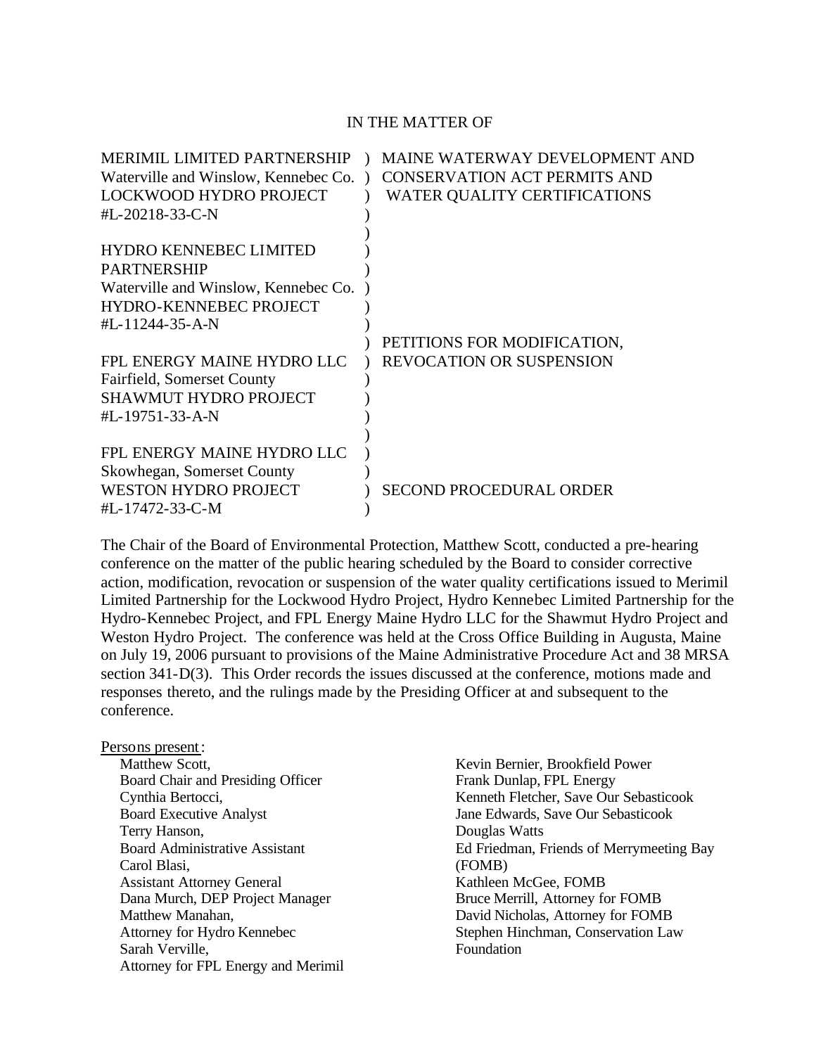IN THE MATTER OF

| | | |
|---|---|---|
| MERIMIL LIMITED PARTNERSHIP | ) | MAINE WATERWAY DEVELOPMENT AND |
| Waterville and Winslow, Kennebec Co. | ) | CONSERVATION ACT PERMITS AND |
| LOCKWOOD HYDRO PROJECT | ) | WATER QUALITY CERTIFICATIONS |
| #L-20218-33-C-N | ) | |
| | ) | |
| HYDRO KENNEBEC LIMITED | ) | |
| PARTNERSHIP | ) | |
| Waterville and Winslow, Kennebec Co. | ) | |
| HYDRO-KENNEBEC PROJECT | ) | |
| #L-11244-35-A-N | ) | |
| | ) | PETITIONS FOR MODIFICATION, |
| FPL ENERGY MAINE HYDRO LLC | ) | REVOCATION OR SUSPENSION |
| Fairfield, Somerset County | ) | |
| SHAWMUT HYDRO PROJECT | ) | |
| #L-19751-33-A-N | ) | |
| | ) | |
| FPL ENERGY MAINE HYDRO LLC | ) | |
| Skowhegan, Somerset County | ) | |
| WESTON HYDRO PROJECT | ) | SECOND PROCEDURAL ORDER |
| #L-17472-33-C-M | ) | |

The Chair of the Board of Environmental Protection, Matthew Scott, conducted a pre-hearing conference on the matter of the public hearing scheduled by the Board to consider corrective action, modification, revocation or suspension of the water quality certifications issued to Merimil Limited Partnership for the Lockwood Hydro Project, Hydro Kennebec Limited Partnership for the Hydro-Kennebec Project, and FPL Energy Maine Hydro LLC for the Shawmut Hydro Project and Weston Hydro Project. The conference was held at the Cross Office Building in Augusta, Maine on July 19, 2006 pursuant to provisions of the Maine Administrative Procedure Act and 38 MRSA section 341-D(3). This Order records the issues discussed at the conference, motions made and responses thereto, and the rulings made by the Presiding Officer at and subsequent to the conference.

Persons present:

- Matthew Scott, Board Chair and Presiding Officer
- Cynthia Bertocci, Board Executive Analyst
- Terry Hanson, Board Administrative Assistant
- Carol Blasi, Assistant Attorney General
- Dana Murch, DEP Project Manager
- Matthew Manahan, Attorney for Hydro Kennebec
- Sarah Verville, Attorney for FPL Energy and Merimil
- Kevin Bernier, Brookfield Power
- Frank Dunlap, FPL Energy
- Kenneth Fletcher, Save Our Sebasticook
- Jane Edwards, Save Our Sebasticook
- Douglas Watts
- Ed Friedman, Friends of Merrymeeting Bay (FOMB)
- Kathleen McGee, FOMB
- Bruce Merrill, Attorney for FOMB
- David Nicholas, Attorney for FOMB
- Stephen Hinchman, Conservation Law Foundation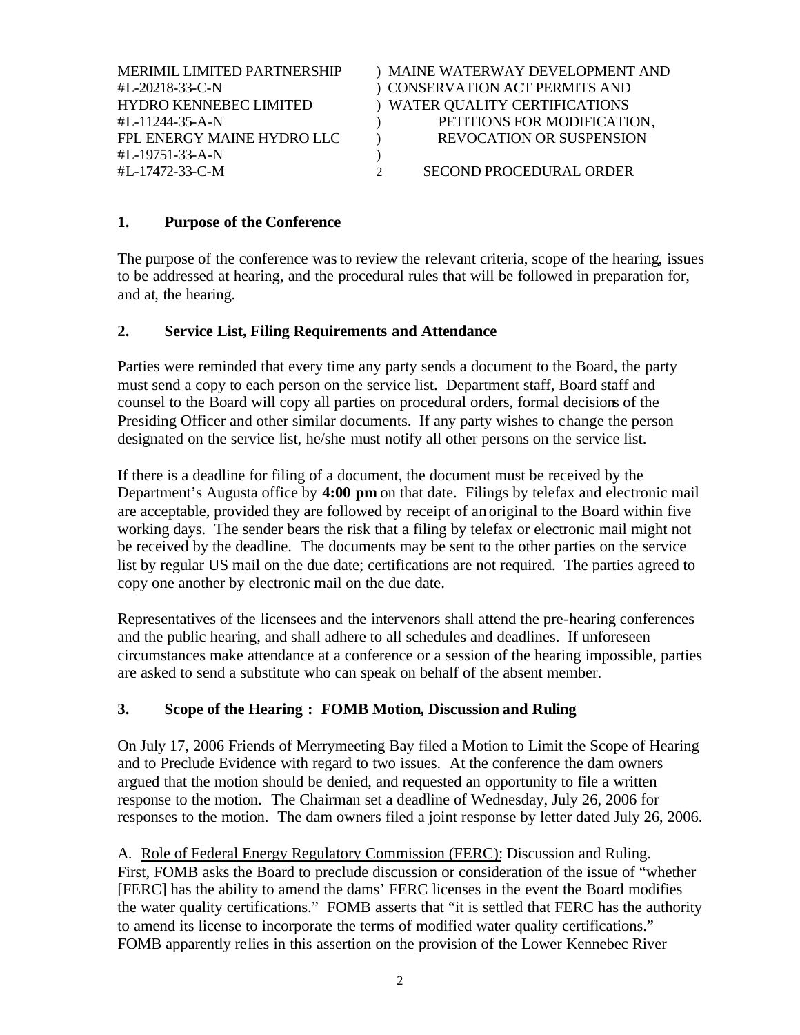| | |
|---|---|
| MERIMIL LIMITED PARTNERSHIP | ) MAINE WATERWAY DEVELOPMENT AND |
| #L-20218-33-C-N | ) CONSERVATION ACT PERMITS AND |
| HYDRO KENNEBEC LIMITED | ) WATER QUALITY CERTIFICATIONS |
| #L-11244-35-A-N | ) PETITIONS FOR MODIFICATION, |
| FPL ENERGY MAINE HYDRO LLC | ) REVOCATION OR SUSPENSION |
| #L-19751-33-A-N | ) |
| #L-17472-33-C-M | 2 SECOND PROCEDURAL ORDER |

## 1. Purpose of the Conference

The purpose of the conference was to review the relevant criteria, scope of the hearing, issues to be addressed at hearing, and the procedural rules that will be followed in preparation for, and at, the hearing.

## 2. Service List, Filing Requirements and Attendance

Parties were reminded that every time any party sends a document to the Board, the party must send a copy to each person on the service list. Department staff, Board staff and counsel to the Board will copy all parties on procedural orders, formal decisions of the Presiding Officer and other similar documents. If any party wishes to change the person designated on the service list, he/she must notify all other persons on the service list.

If there is a deadline for filing of a document, the document must be received by the Department's Augusta office by **4:00 pm** on that date. Filings by telefax and electronic mail are acceptable, provided they are followed by receipt of an original to the Board within five working days. The sender bears the risk that a filing by telefax or electronic mail might not be received by the deadline. The documents may be sent to the other parties on the service list by regular US mail on the due date; certifications are not required. The parties agreed to copy one another by electronic mail on the due date.

Representatives of the licensees and the intervenors shall attend the pre-hearing conferences and the public hearing, and shall adhere to all schedules and deadlines. If unforeseen circumstances make attendance at a conference or a session of the hearing impossible, parties are asked to send a substitute who can speak on behalf of the absent member.

## 3. Scope of the Hearing : FOMB Motion, Discussion and Ruling

On July 17, 2006 Friends of Merrymeeting Bay filed a Motion to Limit the Scope of Hearing and to Preclude Evidence with regard to two issues. At the conference the dam owners argued that the motion should be denied, and requested an opportunity to file a written response to the motion. The Chairman set a deadline of Wednesday, July 26, 2006 for responses to the motion. The dam owners filed a joint response by letter dated July 26, 2006.

A. Role of Federal Energy Regulatory Commission (FERC): Discussion and Ruling. First, FOMB asks the Board to preclude discussion or consideration of the issue of "whether [FERC] has the ability to amend the dams' FERC licenses in the event the Board modifies the water quality certifications." FOMB asserts that "it is settled that FERC has the authority to amend its license to incorporate the terms of modified water quality certifications." FOMB apparently relies in this assertion on the provision of the Lower Kennebec River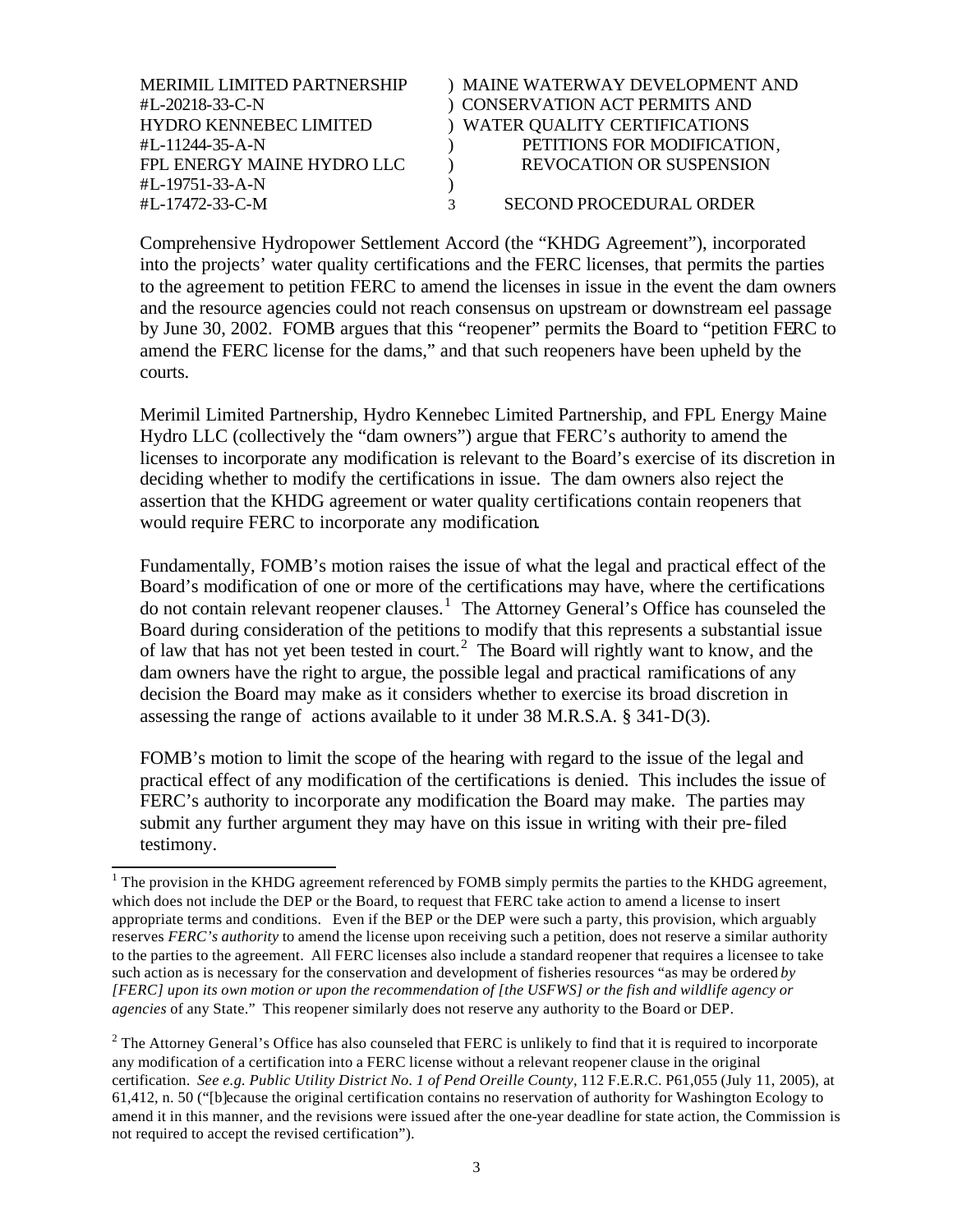| | |
|---|---|
| MERIMIL LIMITED PARTNERSHIP | ) MAINE WATERWAY DEVELOPMENT AND |
| #L-20218-33-C-N | ) CONSERVATION ACT PERMITS AND |
| HYDRO KENNEBEC LIMITED | ) WATER QUALITY CERTIFICATIONS |
| #L-11244-35-A-N | ) PETITIONS FOR MODIFICATION, |
| FPL ENERGY MAINE HYDRO LLC | ) REVOCATION OR SUSPENSION |
| #L-19751-33-A-N | ) |
| #L-17472-33-C-M | 3 SECOND PROCEDURAL ORDER |

Comprehensive Hydropower Settlement Accord (the "KHDG Agreement"), incorporated into the projects' water quality certifications and the FERC licenses, that permits the parties to the agreement to petition FERC to amend the licenses in issue in the event the dam owners and the resource agencies could not reach consensus on upstream or downstream eel passage by June 30, 2002. FOMB argues that this "reopener" permits the Board to "petition FERC to amend the FERC license for the dams," and that such reopeners have been upheld by the courts.

Merimil Limited Partnership, Hydro Kennebec Limited Partnership, and FPL Energy Maine Hydro LLC (collectively the "dam owners") argue that FERC's authority to amend the licenses to incorporate any modification is relevant to the Board's exercise of its discretion in deciding whether to modify the certifications in issue. The dam owners also reject the assertion that the KHDG agreement or water quality certifications contain reopeners that would require FERC to incorporate any modification.

Fundamentally, FOMB's motion raises the issue of what the legal and practical effect of the Board's modification of one or more of the certifications may have, where the certifications do not contain relevant reopener clauses.[1] The Attorney General's Office has counseled the Board during consideration of the petitions to modify that this represents a substantial issue of law that has not yet been tested in court.[2] The Board will rightly want to know, and the dam owners have the right to argue, the possible legal and practical ramifications of any decision the Board may make as it considers whether to exercise its broad discretion in assessing the range of actions available to it under 38 M.R.S.A. § 341-D(3).

FOMB's motion to limit the scope of the hearing with regard to the issue of the legal and practical effect of any modification of the certifications is denied. This includes the issue of FERC's authority to incorporate any modification the Board may make. The parties may submit any further argument they may have on this issue in writing with their pre-filed testimony.

---

[1] The provision in the KHDG agreement referenced by FOMB simply permits the parties to the KHDG agreement, which does not include the DEP or the Board, to request that FERC take action to amend a license to insert appropriate terms and conditions. Even if the BEP or the DEP were such a party, this provision, which arguably reserves *FERC's authority* to amend the license upon receiving such a petition, does not reserve a similar authority to the parties to the agreement. All FERC licenses also include a standard reopener that requires a licensee to take such action as is necessary for the conservation and development of fisheries resources "as may be ordered *by [FERC] upon its own motion or upon the recommendation of [the USFWS] or the fish and wildlife agency or agencies* of any State." This reopener similarly does not reserve any authority to the Board or DEP.

[2] The Attorney General's Office has also counseled that FERC is unlikely to find that it is required to incorporate any modification of a certification into a FERC license without a relevant reopener clause in the original certification. *See e.g. Public Utility District No. 1 of Pend Oreille County*, 112 F.E.R.C. P61,055 (July 11, 2005), at 61,412, n. 50 ("[b]ecause the original certification contains no reservation of authority for Washington Ecology to amend it in this manner, and the revisions were issued after the one-year deadline for state action, the Commission is not required to accept the revised certification").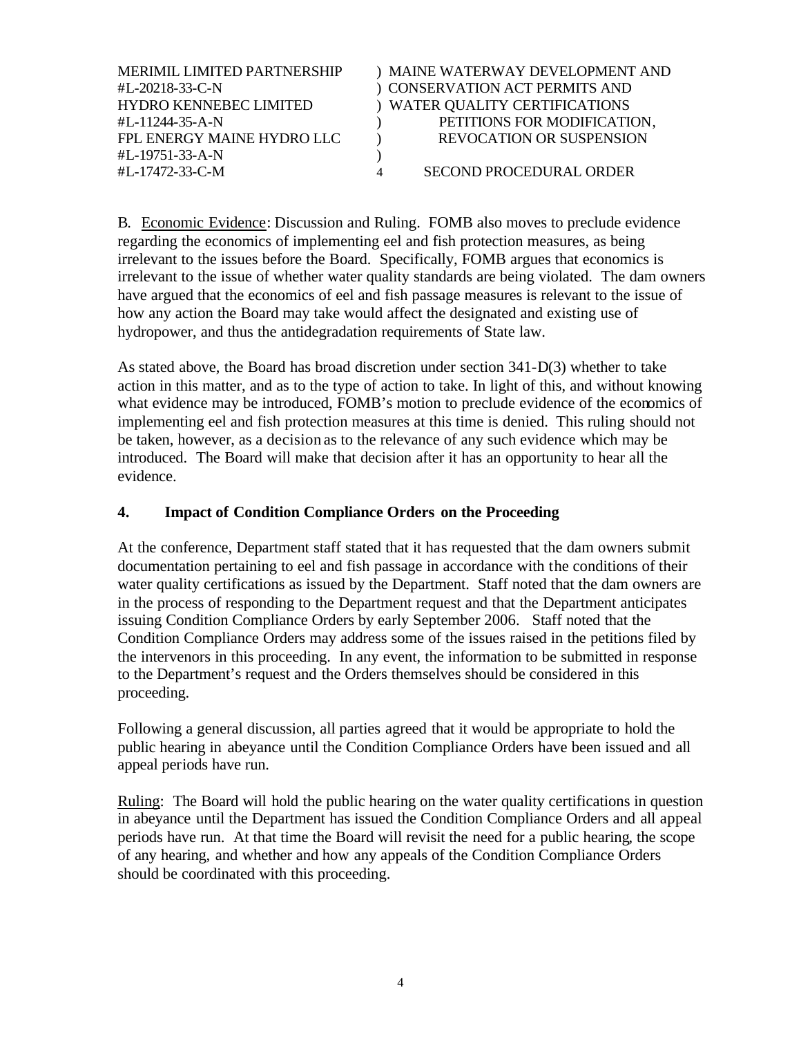B. Economic Evidence: Discussion and Ruling. FOMB also moves to preclude evidence regarding the economics of implementing eel and fish protection measures, as being irrelevant to the issues before the Board. Specifically, FOMB argues that economics is irrelevant to the issue of whether water quality standards are being violated. The dam owners have argued that the economics of eel and fish passage measures is relevant to the issue of how any action the Board may take would affect the designated and existing use of hydropower, and thus the antidegradation requirements of State law.

As stated above, the Board has broad discretion under section 341-D(3) whether to take action in this matter, and as to the type of action to take. In light of this, and without knowing what evidence may be introduced, FOMB's motion to preclude evidence of the economics of implementing eel and fish protection measures at this time is denied. This ruling should not be taken, however, as a decision as to the relevance of any such evidence which may be introduced. The Board will make that decision after it has an opportunity to hear all the evidence.

## 4. Impact of Condition Compliance Orders on the Proceeding

At the conference, Department staff stated that it has requested that the dam owners submit documentation pertaining to eel and fish passage in accordance with the conditions of their water quality certifications as issued by the Department. Staff noted that the dam owners are in the process of responding to the Department request and that the Department anticipates issuing Condition Compliance Orders by early September 2006. Staff noted that the Condition Compliance Orders may address some of the issues raised in the petitions filed by the intervenors in this proceeding. In any event, the information to be submitted in response to the Department's request and the Orders themselves should be considered in this proceeding.

Following a general discussion, all parties agreed that it would be appropriate to hold the public hearing in abeyance until the Condition Compliance Orders have been issued and all appeal periods have run.

Ruling: The Board will hold the public hearing on the water quality certifications in question in abeyance until the Department has issued the Condition Compliance Orders and all appeal periods have run. At that time the Board will revisit the need for a public hearing, the scope of any hearing, and whether and how any appeals of the Condition Compliance Orders should be coordinated with this proceeding.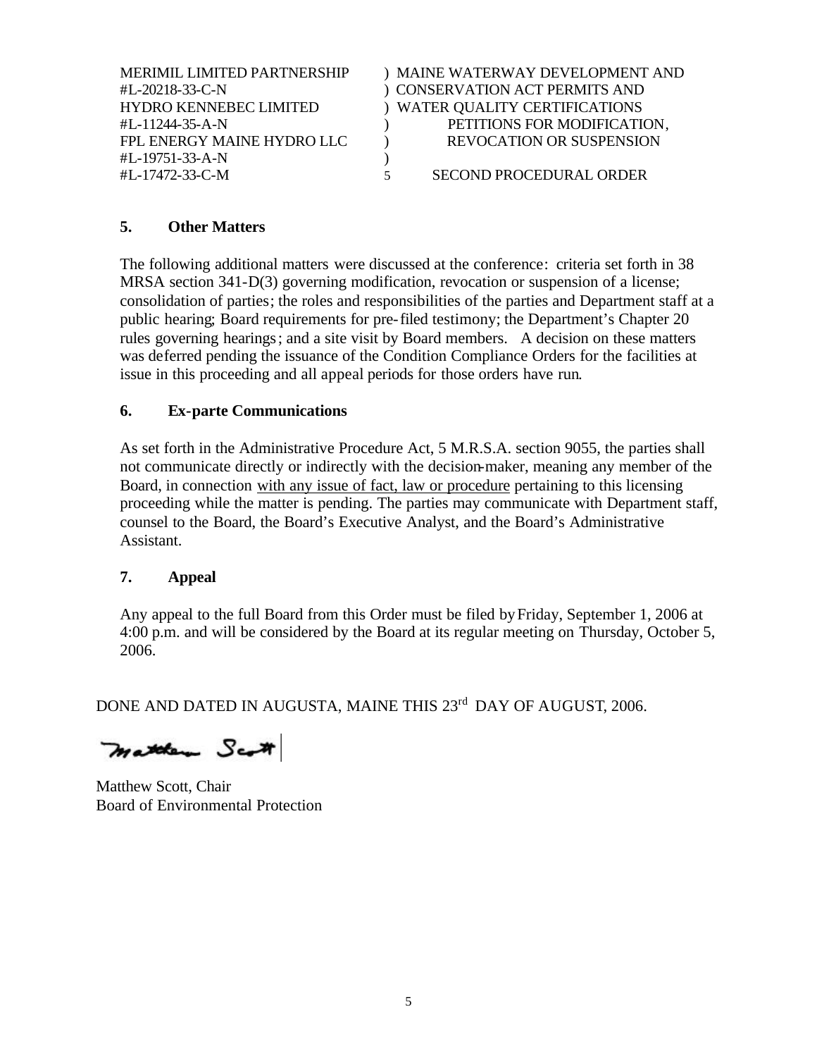| | |
|---|---|
| MERIMIL LIMITED PARTNERSHIP | ) MAINE WATERWAY DEVELOPMENT AND |
| #L-20218-33-C-N | ) CONSERVATION ACT PERMITS AND |
| HYDRO KENNEBEC LIMITED | ) WATER QUALITY CERTIFICATIONS |
| #L-11244-35-A-N | ) PETITIONS FOR MODIFICATION, |
| FPL ENERGY MAINE HYDRO LLC | ) REVOCATION OR SUSPENSION |
| #L-19751-33-A-N | ) |
| #L-17472-33-C-M | 5 SECOND PROCEDURAL ORDER |

### 5. Other Matters

The following additional matters were discussed at the conference: criteria set forth in 38 MRSA section 341-D(3) governing modification, revocation or suspension of a license; consolidation of parties; the roles and responsibilities of the parties and Department staff at a public hearing; Board requirements for pre-filed testimony; the Department's Chapter 20 rules governing hearings; and a site visit by Board members. A decision on these matters was deferred pending the issuance of the Condition Compliance Orders for the facilities at issue in this proceeding and all appeal periods for those orders have run.

### 6. Ex-parte Communications

As set forth in the Administrative Procedure Act, 5 M.R.S.A. section 9055, the parties shall not communicate directly or indirectly with the decision-maker, meaning any member of the Board, in connection with any issue of fact, law or procedure pertaining to this licensing proceeding while the matter is pending. The parties may communicate with Department staff, counsel to the Board, the Board's Executive Analyst, and the Board's Administrative Assistant.

### 7. Appeal

Any appeal to the full Board from this Order must be filed by Friday, September 1, 2006 at 4:00 p.m. and will be considered by the Board at its regular meeting on Thursday, October 5, 2006.

DONE AND DATED IN AUGUSTA, MAINE THIS 23rd DAY OF AUGUST, 2006.

Matthew Scott

Matthew Scott, Chair
Board of Environmental Protection